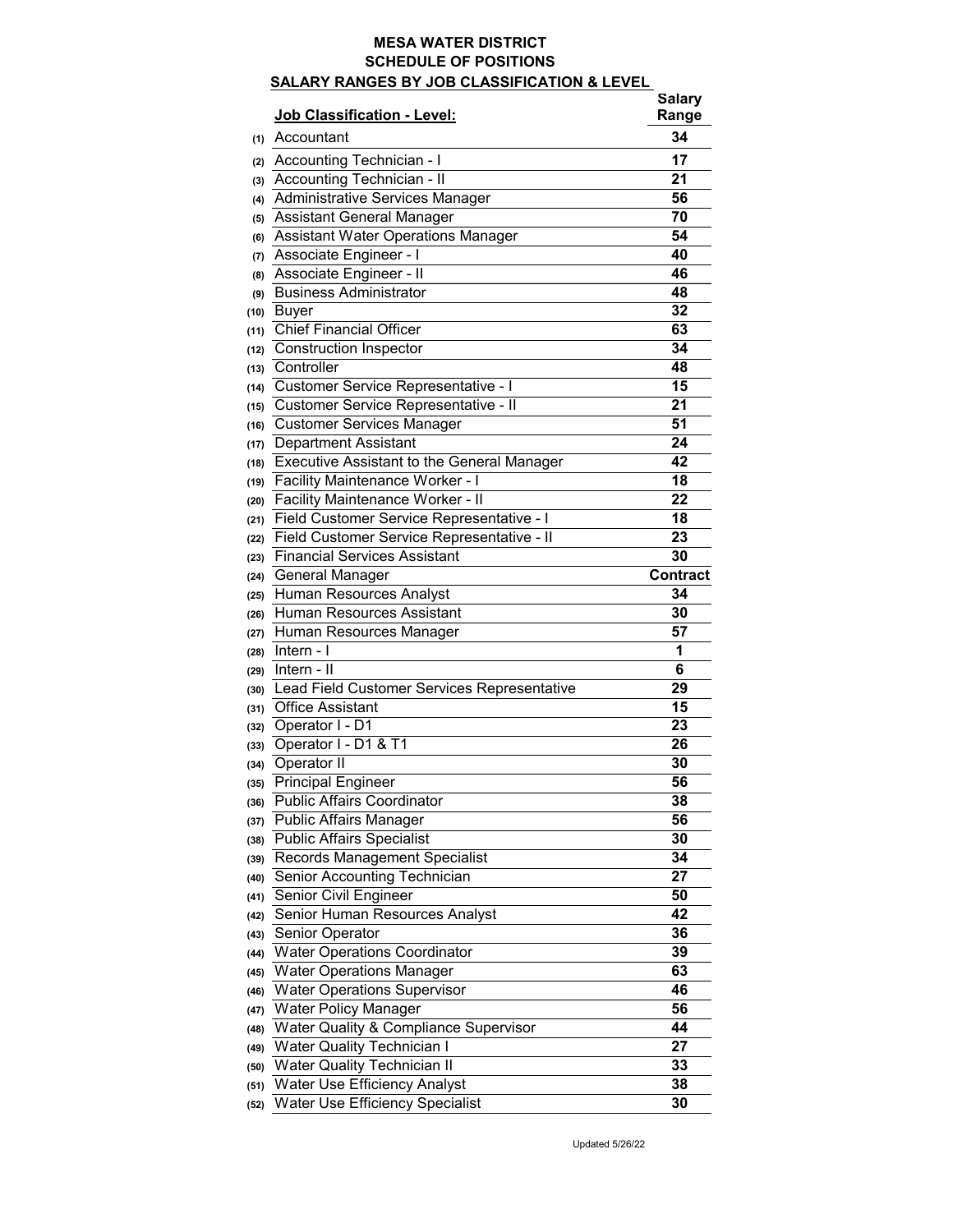# MESA WATER DISTRICT
## SCHEDULE OF POSITIONS
### SALARY RANGES BY JOB CLASSIFICATION & LEVEL

| | Job Classification - Level: | Salary Range |
|---|---|---|
| (1) | Accountant | 34 |
| (2) | Accounting Technician - I | 17 |
| (3) | Accounting Technician - II | 21 |
| (4) | Administrative Services Manager | 56 |
| (5) | Assistant General Manager | 70 |
| (6) | Assistant Water Operations Manager | 54 |
| (7) | Associate Engineer - I | 40 |
| (8) | Associate Engineer - II | 46 |
| (9) | Business Administrator | 48 |
| (10) | Buyer | 32 |
| (11) | Chief Financial Officer | 63 |
| (12) | Construction Inspector | 34 |
| (13) | Controller | 48 |
| (14) | Customer Service Representative - I | 15 |
| (15) | Customer Service Representative - II | 21 |
| (16) | Customer Services Manager | 51 |
| (17) | Department Assistant | 24 |
| (18) | Executive Assistant to the General Manager | 42 |
| (19) | Facility Maintenance Worker - I | 18 |
| (20) | Facility Maintenance Worker - II | 22 |
| (21) | Field Customer Service Representative - I | 18 |
| (22) | Field Customer Service Representative - II | 23 |
| (23) | Financial Services Assistant | 30 |
| (24) | General Manager | Contract |
| (25) | Human Resources Analyst | 34 |
| (26) | Human Resources Assistant | 30 |
| (27) | Human Resources Manager | 57 |
| (28) | Intern - I | 1 |
| (29) | Intern - II | 6 |
| (30) | Lead Field Customer Services Representative | 29 |
| (31) | Office Assistant | 15 |
| (32) | Operator I - D1 | 23 |
| (33) | Operator I - D1 & T1 | 26 |
| (34) | Operator II | 30 |
| (35) | Principal Engineer | 56 |
| (36) | Public Affairs Coordinator | 38 |
| (37) | Public Affairs Manager | 56 |
| (38) | Public Affairs Specialist | 30 |
| (39) | Records Management Specialist | 34 |
| (40) | Senior Accounting Technician | 27 |
| (41) | Senior Civil Engineer | 50 |
| (42) | Senior Human Resources Analyst | 42 |
| (43) | Senior Operator | 36 |
| (44) | Water Operations Coordinator | 39 |
| (45) | Water Operations Manager | 63 |
| (46) | Water Operations Supervisor | 46 |
| (47) | Water Policy Manager | 56 |
| (48) | Water Quality & Compliance Supervisor | 44 |
| (49) | Water Quality Technician I | 27 |
| (50) | Water Quality Technician II | 33 |
| (51) | Water Use Efficiency Analyst | 38 |
| (52) | Water Use Efficiency Specialist | 30 |

Updated 5/26/22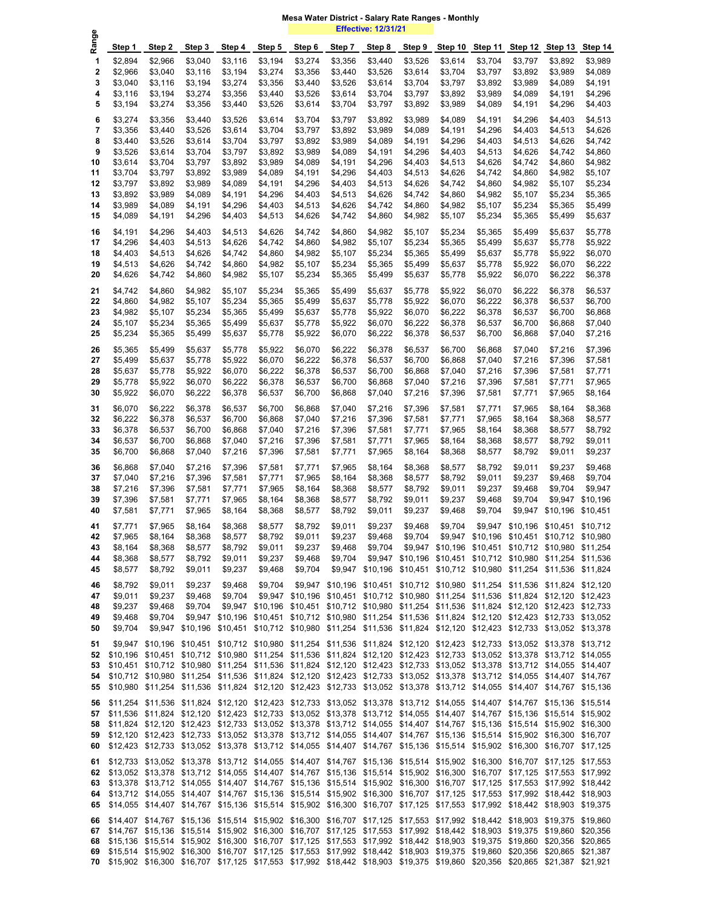# Mesa Water District - Salary Rate Ranges - Monthly

**Effective: 12/31/21**

| Range | Step 1 | Step 2 | Step 3 | Step 4 | Step 5 | Step 6 | Step 7 | Step 8 | Step 9 | Step 10 | Step 11 | Step 12 | Step 13 | Step 14 |
|---|---|---|---|---|---|---|---|---|---|---|---|---|---|---|
| 1 | $2,894 | $2,966 | $3,040 | $3,116 | $3,194 | $3,274 | $3,356 | $3,440 | $3,526 | $3,614 | $3,704 | $3,797 | $3,892 | $3,989 |
| 2 | $2,966 | $3,040 | $3,116 | $3,194 | $3,274 | $3,356 | $3,440 | $3,526 | $3,614 | $3,704 | $3,797 | $3,892 | $3,989 | $4,089 |
| 3 | $3,040 | $3,116 | $3,194 | $3,274 | $3,356 | $3,440 | $3,526 | $3,614 | $3,704 | $3,797 | $3,892 | $3,989 | $4,089 | $4,191 |
| 4 | $3,116 | $3,194 | $3,274 | $3,356 | $3,440 | $3,526 | $3,614 | $3,704 | $3,797 | $3,892 | $3,989 | $4,089 | $4,191 | $4,296 |
| 5 | $3,194 | $3,274 | $3,356 | $3,440 | $3,526 | $3,614 | $3,704 | $3,797 | $3,892 | $3,989 | $4,089 | $4,191 | $4,296 | $4,403 |
| 6 | $3,274 | $3,356 | $3,440 | $3,526 | $3,614 | $3,704 | $3,797 | $3,892 | $3,989 | $4,089 | $4,191 | $4,296 | $4,403 | $4,513 |
| 7 | $3,356 | $3,440 | $3,526 | $3,614 | $3,704 | $3,797 | $3,892 | $3,989 | $4,089 | $4,191 | $4,296 | $4,403 | $4,513 | $4,626 |
| 8 | $3,440 | $3,526 | $3,614 | $3,704 | $3,797 | $3,892 | $3,989 | $4,089 | $4,191 | $4,296 | $4,403 | $4,513 | $4,626 | $4,742 |
| 9 | $3,526 | $3,614 | $3,704 | $3,797 | $3,892 | $3,989 | $4,089 | $4,191 | $4,296 | $4,403 | $4,513 | $4,626 | $4,742 | $4,860 |
| 10 | $3,614 | $3,704 | $3,797 | $3,892 | $3,989 | $4,089 | $4,191 | $4,296 | $4,403 | $4,513 | $4,626 | $4,742 | $4,860 | $4,982 |
| 11 | $3,704 | $3,797 | $3,892 | $3,989 | $4,089 | $4,191 | $4,296 | $4,403 | $4,513 | $4,626 | $4,742 | $4,860 | $4,982 | $5,107 |
| 12 | $3,797 | $3,892 | $3,989 | $4,089 | $4,191 | $4,296 | $4,403 | $4,513 | $4,626 | $4,742 | $4,860 | $4,982 | $5,107 | $5,234 |
| 13 | $3,892 | $3,989 | $4,089 | $4,191 | $4,296 | $4,403 | $4,513 | $4,626 | $4,742 | $4,860 | $4,982 | $5,107 | $5,234 | $5,365 |
| 14 | $3,989 | $4,089 | $4,191 | $4,296 | $4,403 | $4,513 | $4,626 | $4,742 | $4,860 | $4,982 | $5,107 | $5,234 | $5,365 | $5,499 |
| 15 | $4,089 | $4,191 | $4,296 | $4,403 | $4,513 | $4,626 | $4,742 | $4,860 | $4,982 | $5,107 | $5,234 | $5,365 | $5,499 | $5,637 |
| 16 | $4,191 | $4,296 | $4,403 | $4,513 | $4,626 | $4,742 | $4,860 | $4,982 | $5,107 | $5,234 | $5,365 | $5,499 | $5,637 | $5,778 |
| 17 | $4,296 | $4,403 | $4,513 | $4,626 | $4,742 | $4,860 | $4,982 | $5,107 | $5,234 | $5,365 | $5,499 | $5,637 | $5,778 | $5,922 |
| 18 | $4,403 | $4,513 | $4,626 | $4,742 | $4,860 | $4,982 | $5,107 | $5,234 | $5,365 | $5,499 | $5,637 | $5,778 | $5,922 | $6,070 |
| 19 | $4,513 | $4,626 | $4,742 | $4,860 | $4,982 | $5,107 | $5,234 | $5,365 | $5,499 | $5,637 | $5,778 | $5,922 | $6,070 | $6,222 |
| 20 | $4,626 | $4,742 | $4,860 | $4,982 | $5,107 | $5,234 | $5,365 | $5,499 | $5,637 | $5,778 | $5,922 | $6,070 | $6,222 | $6,378 |
| 21 | $4,742 | $4,860 | $4,982 | $5,107 | $5,234 | $5,365 | $5,499 | $5,637 | $5,778 | $5,922 | $6,070 | $6,222 | $6,378 | $6,537 |
| 22 | $4,860 | $4,982 | $5,107 | $5,234 | $5,365 | $5,499 | $5,637 | $5,778 | $5,922 | $6,070 | $6,222 | $6,378 | $6,537 | $6,700 |
| 23 | $4,982 | $5,107 | $5,234 | $5,365 | $5,499 | $5,637 | $5,778 | $5,922 | $6,070 | $6,222 | $6,378 | $6,537 | $6,700 | $6,868 |
| 24 | $5,107 | $5,234 | $5,365 | $5,499 | $5,637 | $5,778 | $5,922 | $6,070 | $6,222 | $6,378 | $6,537 | $6,700 | $6,868 | $7,040 |
| 25 | $5,234 | $5,365 | $5,499 | $5,637 | $5,778 | $5,922 | $6,070 | $6,222 | $6,378 | $6,537 | $6,700 | $6,868 | $7,040 | $7,216 |
| 26 | $5,365 | $5,499 | $5,637 | $5,778 | $5,922 | $6,070 | $6,222 | $6,378 | $6,537 | $6,700 | $6,868 | $7,040 | $7,216 | $7,396 |
| 27 | $5,499 | $5,637 | $5,778 | $5,922 | $6,070 | $6,222 | $6,378 | $6,537 | $6,700 | $6,868 | $7,040 | $7,216 | $7,396 | $7,581 |
| 28 | $5,637 | $5,778 | $5,922 | $6,070 | $6,222 | $6,378 | $6,537 | $6,700 | $6,868 | $7,040 | $7,216 | $7,396 | $7,581 | $7,771 |
| 29 | $5,778 | $5,922 | $6,070 | $6,222 | $6,378 | $6,537 | $6,700 | $6,868 | $7,040 | $7,216 | $7,396 | $7,581 | $7,771 | $7,965 |
| 30 | $5,922 | $6,070 | $6,222 | $6,378 | $6,537 | $6,700 | $6,868 | $7,040 | $7,216 | $7,396 | $7,581 | $7,771 | $7,965 | $8,164 |
| 31 | $6,070 | $6,222 | $6,378 | $6,537 | $6,700 | $6,868 | $7,040 | $7,216 | $7,396 | $7,581 | $7,771 | $7,965 | $8,164 | $8,368 |
| 32 | $6,222 | $6,378 | $6,537 | $6,700 | $6,868 | $7,040 | $7,216 | $7,396 | $7,581 | $7,771 | $7,965 | $8,164 | $8,368 | $8,577 |
| 33 | $6,378 | $6,537 | $6,700 | $6,868 | $7,040 | $7,216 | $7,396 | $7,581 | $7,771 | $7,965 | $8,164 | $8,368 | $8,577 | $8,792 |
| 34 | $6,537 | $6,700 | $6,868 | $7,040 | $7,216 | $7,396 | $7,581 | $7,771 | $7,965 | $8,164 | $8,368 | $8,577 | $8,792 | $9,011 |
| 35 | $6,700 | $6,868 | $7,040 | $7,216 | $7,396 | $7,581 | $7,771 | $7,965 | $8,164 | $8,368 | $8,577 | $8,792 | $9,011 | $9,237 |
| 36 | $6,868 | $7,040 | $7,216 | $7,396 | $7,581 | $7,771 | $7,965 | $8,164 | $8,368 | $8,577 | $8,792 | $9,011 | $9,237 | $9,468 |
| 37 | $7,040 | $7,216 | $7,396 | $7,581 | $7,771 | $7,965 | $8,164 | $8,368 | $8,577 | $8,792 | $9,011 | $9,237 | $9,468 | $9,704 |
| 38 | $7,216 | $7,396 | $7,581 | $7,771 | $7,965 | $8,164 | $8,368 | $8,577 | $8,792 | $9,011 | $9,237 | $9,468 | $9,704 | $9,947 |
| 39 | $7,396 | $7,581 | $7,771 | $7,965 | $8,164 | $8,368 | $8,577 | $8,792 | $9,011 | $9,237 | $9,468 | $9,704 | $9,947 | $10,196 |
| 40 | $7,581 | $7,771 | $7,965 | $8,164 | $8,368 | $8,577 | $8,792 | $9,011 | $9,237 | $9,468 | $9,704 | $9,947 | $10,196 | $10,451 |
| 41 | $7,771 | $7,965 | $8,164 | $8,368 | $8,577 | $8,792 | $9,011 | $9,237 | $9,468 | $9,704 | $9,947 | $10,196 | $10,451 | $10,712 |
| 42 | $7,965 | $8,164 | $8,368 | $8,577 | $8,792 | $9,011 | $9,237 | $9,468 | $9,704 | $9,947 | $10,196 | $10,451 | $10,712 | $10,980 |
| 43 | $8,164 | $8,368 | $8,577 | $8,792 | $9,011 | $9,237 | $9,468 | $9,704 | $9,947 | $10,196 | $10,451 | $10,712 | $10,980 | $11,254 |
| 44 | $8,368 | $8,577 | $8,792 | $9,011 | $9,237 | $9,468 | $9,704 | $9,947 | $10,196 | $10,451 | $10,712 | $10,980 | $11,254 | $11,536 |
| 45 | $8,577 | $8,792 | $9,011 | $9,237 | $9,468 | $9,704 | $9,947 | $10,196 | $10,451 | $10,712 | $10,980 | $11,254 | $11,536 | $11,824 |
| 46 | $8,792 | $9,011 | $9,237 | $9,468 | $9,704 | $9,947 | $10,196 | $10,451 | $10,712 | $10,980 | $11,254 | $11,536 | $11,824 | $12,120 |
| 47 | $9,011 | $9,237 | $9,468 | $9,704 | $9,947 | $10,196 | $10,451 | $10,712 | $10,980 | $11,254 | $11,536 | $11,824 | $12,120 | $12,423 |
| 48 | $9,237 | $9,468 | $9,704 | $9,947 | $10,196 | $10,451 | $10,712 | $10,980 | $11,254 | $11,536 | $11,824 | $12,120 | $12,423 | $12,733 |
| 49 | $9,468 | $9,704 | $9,947 | $10,196 | $10,451 | $10,712 | $10,980 | $11,254 | $11,536 | $11,824 | $12,120 | $12,423 | $12,733 | $13,052 |
| 50 | $9,704 | $9,947 | $10,196 | $10,451 | $10,712 | $10,980 | $11,254 | $11,536 | $11,824 | $12,120 | $12,423 | $12,733 | $13,052 | $13,378 |
| 51 | $9,947 | $10,196 | $10,451 | $10,712 | $10,980 | $11,254 | $11,536 | $11,824 | $12,120 | $12,423 | $12,733 | $13,052 | $13,378 | $13,712 |
| 52 | $10,196 | $10,451 | $10,712 | $10,980 | $11,254 | $11,536 | $11,824 | $12,120 | $12,423 | $12,733 | $13,052 | $13,378 | $13,712 | $14,055 |
| 53 | $10,451 | $10,712 | $10,980 | $11,254 | $11,536 | $11,824 | $12,120 | $12,423 | $12,733 | $13,052 | $13,378 | $13,712 | $14,055 | $14,407 |
| 54 | $10,712 | $10,980 | $11,254 | $11,536 | $11,824 | $12,120 | $12,423 | $12,733 | $13,052 | $13,378 | $13,712 | $14,055 | $14,407 | $14,767 |
| 55 | $10,980 | $11,254 | $11,536 | $11,824 | $12,120 | $12,423 | $12,733 | $13,052 | $13,378 | $13,712 | $14,055 | $14,407 | $14,767 | $15,136 |
| 56 | $11,254 | $11,536 | $11,824 | $12,120 | $12,423 | $12,733 | $13,052 | $13,378 | $13,712 | $14,055 | $14,407 | $14,767 | $15,136 | $15,514 |
| 57 | $11,536 | $11,824 | $12,120 | $12,423 | $12,733 | $13,052 | $13,378 | $13,712 | $14,055 | $14,407 | $14,767 | $15,136 | $15,514 | $15,902 |
| 58 | $11,824 | $12,120 | $12,423 | $12,733 | $13,052 | $13,378 | $13,712 | $14,055 | $14,407 | $14,767 | $15,136 | $15,514 | $15,902 | $16,300 |
| 59 | $12,120 | $12,423 | $12,733 | $13,052 | $13,378 | $13,712 | $14,055 | $14,407 | $14,767 | $15,136 | $15,514 | $15,902 | $16,300 | $16,707 |
| 60 | $12,423 | $12,733 | $13,052 | $13,378 | $13,712 | $14,055 | $14,407 | $14,767 | $15,136 | $15,514 | $15,902 | $16,300 | $16,707 | $17,125 |
| 61 | $12,733 | $13,052 | $13,378 | $13,712 | $14,055 | $14,407 | $14,767 | $15,136 | $15,514 | $15,902 | $16,300 | $16,707 | $17,125 | $17,553 |
| 62 | $13,052 | $13,378 | $13,712 | $14,055 | $14,407 | $14,767 | $15,136 | $15,514 | $15,902 | $16,300 | $16,707 | $17,125 | $17,553 | $17,992 |
| 63 | $13,378 | $13,712 | $14,055 | $14,407 | $14,767 | $15,136 | $15,514 | $15,902 | $16,300 | $16,707 | $17,125 | $17,553 | $17,992 | $18,442 |
| 64 | $13,712 | $14,055 | $14,407 | $14,767 | $15,136 | $15,514 | $15,902 | $16,300 | $16,707 | $17,125 | $17,553 | $17,992 | $18,442 | $18,903 |
| 65 | $14,055 | $14,407 | $14,767 | $15,136 | $15,514 | $15,902 | $16,300 | $16,707 | $17,125 | $17,553 | $17,992 | $18,442 | $18,903 | $19,375 |
| 66 | $14,407 | $14,767 | $15,136 | $15,514 | $15,902 | $16,300 | $16,707 | $17,125 | $17,553 | $17,992 | $18,442 | $18,903 | $19,375 | $19,860 |
| 67 | $14,767 | $15,136 | $15,514 | $15,902 | $16,300 | $16,707 | $17,125 | $17,553 | $17,992 | $18,442 | $18,903 | $19,375 | $19,860 | $20,356 |
| 68 | $15,136 | $15,514 | $15,902 | $16,300 | $16,707 | $17,125 | $17,553 | $17,992 | $18,442 | $18,903 | $19,375 | $19,860 | $20,356 | $20,865 |
| 69 | $15,514 | $15,902 | $16,300 | $16,707 | $17,125 | $17,553 | $17,992 | $18,442 | $18,903 | $19,375 | $19,860 | $20,356 | $20,865 | $21,387 |
| 70 | $15,902 | $16,300 | $16,707 | $17,125 | $17,553 | $17,992 | $18,442 | $18,903 | $19,375 | $19,860 | $20,356 | $20,865 | $21,387 | $21,921 |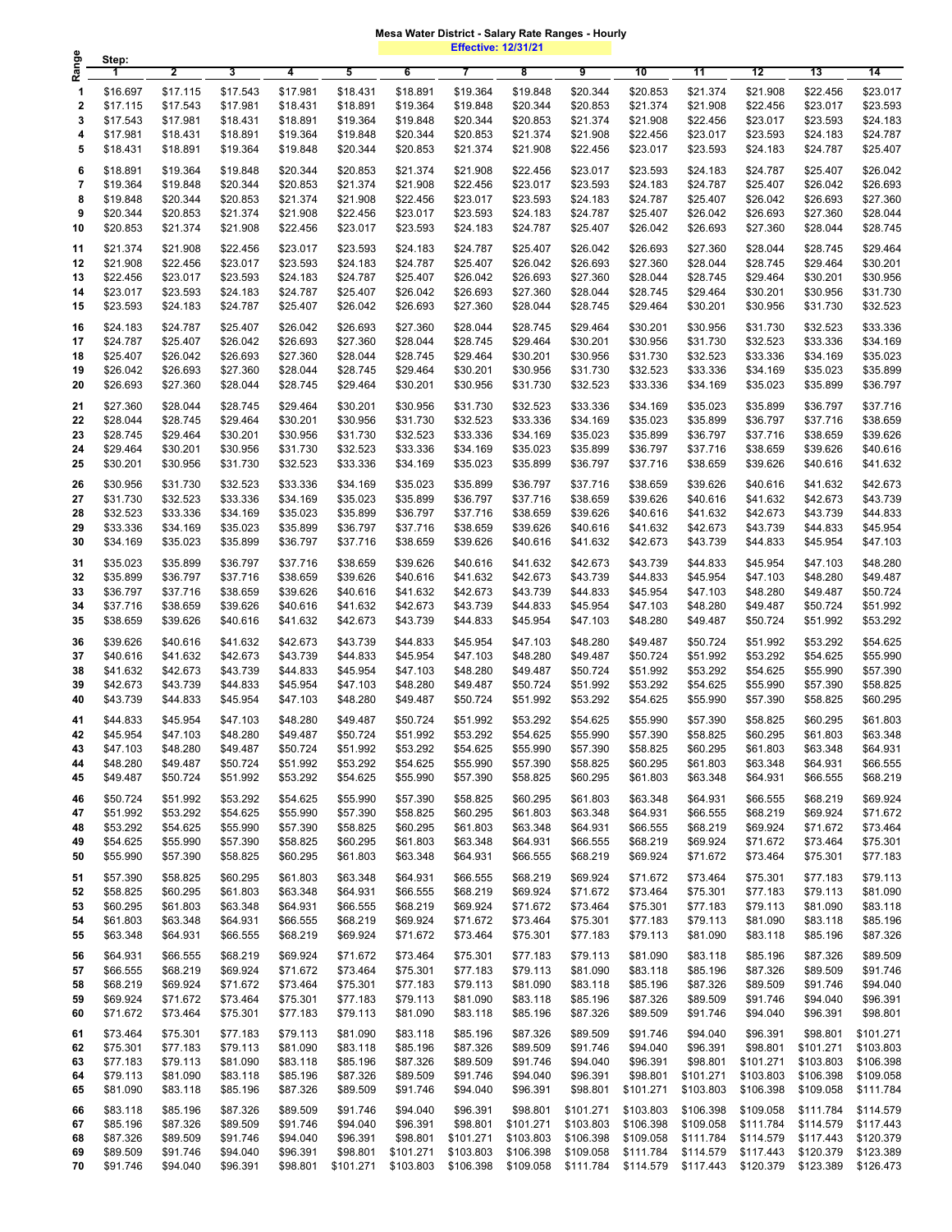# Mesa Water District - Salary Rate Ranges - Hourly

**Effective: 12/31/21**

| Range | Step: 1 | 2 | 3 | 4 | 5 | 6 | 7 | 8 | 9 | 10 | 11 | 12 | 13 | 14 |
|---|---|---|---|---|---|---|---|---|---|---|---|---|---|---|
| 1 | $16.697 | $17.115 | $17.543 | $17.981 | $18.431 | $18.891 | $19.364 | $19.848 | $20.344 | $20.853 | $21.374 | $21.908 | $22.456 | $23.017 |
| 2 | $17.115 | $17.543 | $17.981 | $18.431 | $18.891 | $19.364 | $19.848 | $20.344 | $20.853 | $21.374 | $21.908 | $22.456 | $23.017 | $23.593 |
| 3 | $17.543 | $17.981 | $18.431 | $18.891 | $19.364 | $19.848 | $20.344 | $20.853 | $21.374 | $21.908 | $22.456 | $23.017 | $23.593 | $24.183 |
| 4 | $17.981 | $18.431 | $18.891 | $19.364 | $19.848 | $20.344 | $20.853 | $21.374 | $21.908 | $22.456 | $23.017 | $23.593 | $24.183 | $24.787 |
| 5 | $18.431 | $18.891 | $19.364 | $19.848 | $20.344 | $20.853 | $21.374 | $21.908 | $22.456 | $23.017 | $23.593 | $24.183 | $24.787 | $25.407 |
| 6 | $18.891 | $19.364 | $19.848 | $20.344 | $20.853 | $21.374 | $21.908 | $22.456 | $23.017 | $23.593 | $24.183 | $24.787 | $25.407 | $26.042 |
| 7 | $19.364 | $19.848 | $20.344 | $20.853 | $21.374 | $21.908 | $22.456 | $23.017 | $23.593 | $24.183 | $24.787 | $25.407 | $26.042 | $26.693 |
| 8 | $19.848 | $20.344 | $20.853 | $21.374 | $21.908 | $22.456 | $23.017 | $23.593 | $24.183 | $24.787 | $25.407 | $26.042 | $26.693 | $27.360 |
| 9 | $20.344 | $20.853 | $21.374 | $21.908 | $22.456 | $23.017 | $23.593 | $24.183 | $24.787 | $25.407 | $26.042 | $26.693 | $27.360 | $28.044 |
| 10 | $20.853 | $21.374 | $21.908 | $22.456 | $23.017 | $23.593 | $24.183 | $24.787 | $25.407 | $26.042 | $26.693 | $27.360 | $28.044 | $28.745 |
| 11 | $21.374 | $21.908 | $22.456 | $23.017 | $23.593 | $24.183 | $24.787 | $25.407 | $26.042 | $26.693 | $27.360 | $28.044 | $28.745 | $29.464 |
| 12 | $21.908 | $22.456 | $23.017 | $23.593 | $24.183 | $24.787 | $25.407 | $26.042 | $26.693 | $27.360 | $28.044 | $28.745 | $29.464 | $30.201 |
| 13 | $22.456 | $23.017 | $23.593 | $24.183 | $24.787 | $25.407 | $26.042 | $26.693 | $27.360 | $28.044 | $28.745 | $29.464 | $30.201 | $30.956 |
| 14 | $23.017 | $23.593 | $24.183 | $24.787 | $25.407 | $26.042 | $26.693 | $27.360 | $28.044 | $28.745 | $29.464 | $30.201 | $30.956 | $31.730 |
| 15 | $23.593 | $24.183 | $24.787 | $25.407 | $26.042 | $26.693 | $27.360 | $28.044 | $28.745 | $29.464 | $30.201 | $30.956 | $31.730 | $32.523 |
| 16 | $24.183 | $24.787 | $25.407 | $26.042 | $26.693 | $27.360 | $28.044 | $28.745 | $29.464 | $30.201 | $30.956 | $31.730 | $32.523 | $33.336 |
| 17 | $24.787 | $25.407 | $26.042 | $26.693 | $27.360 | $28.044 | $28.745 | $29.464 | $30.201 | $30.956 | $31.730 | $32.523 | $33.336 | $34.169 |
| 18 | $25.407 | $26.042 | $26.693 | $27.360 | $28.044 | $28.745 | $29.464 | $30.201 | $30.956 | $31.730 | $32.523 | $33.336 | $34.169 | $35.023 |
| 19 | $26.042 | $26.693 | $27.360 | $28.044 | $28.745 | $29.464 | $30.201 | $30.956 | $31.730 | $32.523 | $33.336 | $34.169 | $35.023 | $35.899 |
| 20 | $26.693 | $27.360 | $28.044 | $28.745 | $29.464 | $30.201 | $30.956 | $31.730 | $32.523 | $33.336 | $34.169 | $35.023 | $35.899 | $36.797 |
| 21 | $27.360 | $28.044 | $28.745 | $29.464 | $30.201 | $30.956 | $31.730 | $32.523 | $33.336 | $34.169 | $35.023 | $35.899 | $36.797 | $37.716 |
| 22 | $28.044 | $28.745 | $29.464 | $30.201 | $30.956 | $31.730 | $32.523 | $33.336 | $34.169 | $35.023 | $35.899 | $36.797 | $37.716 | $38.659 |
| 23 | $28.745 | $29.464 | $30.201 | $30.956 | $31.730 | $32.523 | $33.336 | $34.169 | $35.023 | $35.899 | $36.797 | $37.716 | $38.659 | $39.626 |
| 24 | $29.464 | $30.201 | $30.956 | $31.730 | $32.523 | $33.336 | $34.169 | $35.023 | $35.899 | $36.797 | $37.716 | $38.659 | $39.626 | $40.616 |
| 25 | $30.201 | $30.956 | $31.730 | $32.523 | $33.336 | $34.169 | $35.023 | $35.899 | $36.797 | $37.716 | $38.659 | $39.626 | $40.616 | $41.632 |
| 26 | $30.956 | $31.730 | $32.523 | $33.336 | $34.169 | $35.023 | $35.899 | $36.797 | $37.716 | $38.659 | $39.626 | $40.616 | $41.632 | $42.673 |
| 27 | $31.730 | $32.523 | $33.336 | $34.169 | $35.023 | $35.899 | $36.797 | $37.716 | $38.659 | $39.626 | $40.616 | $41.632 | $42.673 | $43.739 |
| 28 | $32.523 | $33.336 | $34.169 | $35.023 | $35.899 | $36.797 | $37.716 | $38.659 | $39.626 | $40.616 | $41.632 | $42.673 | $43.739 | $44.833 |
| 29 | $33.336 | $34.169 | $35.023 | $35.899 | $36.797 | $37.716 | $38.659 | $39.626 | $40.616 | $41.632 | $42.673 | $43.739 | $44.833 | $45.954 |
| 30 | $34.169 | $35.023 | $35.899 | $36.797 | $37.716 | $38.659 | $39.626 | $40.616 | $41.632 | $42.673 | $43.739 | $44.833 | $45.954 | $47.103 |
| 31 | $35.023 | $35.899 | $36.797 | $37.716 | $38.659 | $39.626 | $40.616 | $41.632 | $42.673 | $43.739 | $44.833 | $45.954 | $47.103 | $48.280 |
| 32 | $35.899 | $36.797 | $37.716 | $38.659 | $39.626 | $40.616 | $41.632 | $42.673 | $43.739 | $44.833 | $45.954 | $47.103 | $48.280 | $49.487 |
| 33 | $36.797 | $37.716 | $38.659 | $39.626 | $40.616 | $41.632 | $42.673 | $43.739 | $44.833 | $45.954 | $47.103 | $48.280 | $49.487 | $50.724 |
| 34 | $37.716 | $38.659 | $39.626 | $40.616 | $41.632 | $42.673 | $43.739 | $44.833 | $45.954 | $47.103 | $48.280 | $49.487 | $50.724 | $51.992 |
| 35 | $38.659 | $39.626 | $40.616 | $41.632 | $42.673 | $43.739 | $44.833 | $45.954 | $47.103 | $48.280 | $49.487 | $50.724 | $51.992 | $53.292 |
| 36 | $39.626 | $40.616 | $41.632 | $42.673 | $43.739 | $44.833 | $45.954 | $47.103 | $48.280 | $49.487 | $50.724 | $51.992 | $53.292 | $54.625 |
| 37 | $40.616 | $41.632 | $42.673 | $43.739 | $44.833 | $45.954 | $47.103 | $48.280 | $49.487 | $50.724 | $51.992 | $53.292 | $54.625 | $55.990 |
| 38 | $41.632 | $42.673 | $43.739 | $44.833 | $45.954 | $47.103 | $48.280 | $49.487 | $50.724 | $51.992 | $53.292 | $54.625 | $55.990 | $57.390 |
| 39 | $42.673 | $43.739 | $44.833 | $45.954 | $47.103 | $48.280 | $49.487 | $50.724 | $51.992 | $53.292 | $54.625 | $55.990 | $57.390 | $58.825 |
| 40 | $43.739 | $44.833 | $45.954 | $47.103 | $48.280 | $49.487 | $50.724 | $51.992 | $53.292 | $54.625 | $55.990 | $57.390 | $58.825 | $60.295 |
| 41 | $44.833 | $45.954 | $47.103 | $48.280 | $49.487 | $50.724 | $51.992 | $53.292 | $54.625 | $55.990 | $57.390 | $58.825 | $60.295 | $61.803 |
| 42 | $45.954 | $47.103 | $48.280 | $49.487 | $50.724 | $51.992 | $53.292 | $54.625 | $55.990 | $57.390 | $58.825 | $60.295 | $61.803 | $63.348 |
| 43 | $47.103 | $48.280 | $49.487 | $50.724 | $51.992 | $53.292 | $54.625 | $55.990 | $57.390 | $58.825 | $60.295 | $61.803 | $63.348 | $64.931 |
| 44 | $48.280 | $49.487 | $50.724 | $51.992 | $53.292 | $54.625 | $55.990 | $57.390 | $58.825 | $60.295 | $61.803 | $63.348 | $64.931 | $66.555 |
| 45 | $49.487 | $50.724 | $51.992 | $53.292 | $54.625 | $55.990 | $57.390 | $58.825 | $60.295 | $61.803 | $63.348 | $64.931 | $66.555 | $68.219 |
| 46 | $50.724 | $51.992 | $53.292 | $54.625 | $55.990 | $57.390 | $58.825 | $60.295 | $61.803 | $63.348 | $64.931 | $66.555 | $68.219 | $69.924 |
| 47 | $51.992 | $53.292 | $54.625 | $55.990 | $57.390 | $58.825 | $60.295 | $61.803 | $63.348 | $64.931 | $66.555 | $68.219 | $69.924 | $71.672 |
| 48 | $53.292 | $54.625 | $55.990 | $57.390 | $58.825 | $60.295 | $61.803 | $63.348 | $64.931 | $66.555 | $68.219 | $69.924 | $71.672 | $73.464 |
| 49 | $54.625 | $55.990 | $57.390 | $58.825 | $60.295 | $61.803 | $63.348 | $64.931 | $66.555 | $68.219 | $69.924 | $71.672 | $73.464 | $75.301 |
| 50 | $55.990 | $57.390 | $58.825 | $60.295 | $61.803 | $63.348 | $64.931 | $66.555 | $68.219 | $69.924 | $71.672 | $73.464 | $75.301 | $77.183 |
| 51 | $57.390 | $58.825 | $60.295 | $61.803 | $63.348 | $64.931 | $66.555 | $68.219 | $69.924 | $71.672 | $73.464 | $75.301 | $77.183 | $79.113 |
| 52 | $58.825 | $60.295 | $61.803 | $63.348 | $64.931 | $66.555 | $68.219 | $69.924 | $71.672 | $73.464 | $75.301 | $77.183 | $79.113 | $81.090 |
| 53 | $60.295 | $61.803 | $63.348 | $64.931 | $66.555 | $68.219 | $69.924 | $71.672 | $73.464 | $75.301 | $77.183 | $79.113 | $81.090 | $83.118 |
| 54 | $61.803 | $63.348 | $64.931 | $66.555 | $68.219 | $69.924 | $71.672 | $73.464 | $75.301 | $77.183 | $79.113 | $81.090 | $83.118 | $85.196 |
| 55 | $63.348 | $64.931 | $66.555 | $68.219 | $69.924 | $71.672 | $73.464 | $75.301 | $77.183 | $79.113 | $81.090 | $83.118 | $85.196 | $87.326 |
| 56 | $64.931 | $66.555 | $68.219 | $69.924 | $71.672 | $73.464 | $75.301 | $77.183 | $79.113 | $81.090 | $83.118 | $85.196 | $87.326 | $89.509 |
| 57 | $66.555 | $68.219 | $69.924 | $71.672 | $73.464 | $75.301 | $77.183 | $79.113 | $81.090 | $83.118 | $85.196 | $87.326 | $89.509 | $91.746 |
| 58 | $68.219 | $69.924 | $71.672 | $73.464 | $75.301 | $77.183 | $79.113 | $81.090 | $83.118 | $85.196 | $87.326 | $89.509 | $91.746 | $94.040 |
| 59 | $69.924 | $71.672 | $73.464 | $75.301 | $77.183 | $79.113 | $81.090 | $83.118 | $85.196 | $87.326 | $89.509 | $91.746 | $94.040 | $96.391 |
| 60 | $71.672 | $73.464 | $75.301 | $77.183 | $79.113 | $81.090 | $83.118 | $85.196 | $87.326 | $89.509 | $91.746 | $94.040 | $96.391 | $98.801 |
| 61 | $73.464 | $75.301 | $77.183 | $79.113 | $81.090 | $83.118 | $85.196 | $87.326 | $89.509 | $91.746 | $94.040 | $96.391 | $98.801 | $101.271 |
| 62 | $75.301 | $77.183 | $79.113 | $81.090 | $83.118 | $85.196 | $87.326 | $89.509 | $91.746 | $94.040 | $96.391 | $98.801 | $101.271 | $103.803 |
| 63 | $77.183 | $79.113 | $81.090 | $83.118 | $85.196 | $87.326 | $89.509 | $91.746 | $94.040 | $96.391 | $98.801 | $101.271 | $103.803 | $106.398 |
| 64 | $79.113 | $81.090 | $83.118 | $85.196 | $87.326 | $89.509 | $91.746 | $94.040 | $96.391 | $98.801 | $101.271 | $103.803 | $106.398 | $109.058 |
| 65 | $81.090 | $83.118 | $85.196 | $87.326 | $89.509 | $91.746 | $94.040 | $96.391 | $98.801 | $101.271 | $103.803 | $106.398 | $109.058 | $111.784 |
| 66 | $83.118 | $85.196 | $87.326 | $89.509 | $91.746 | $94.040 | $96.391 | $98.801 | $101.271 | $103.803 | $106.398 | $109.058 | $111.784 | $114.579 |
| 67 | $85.196 | $87.326 | $89.509 | $91.746 | $94.040 | $96.391 | $98.801 | $101.271 | $103.803 | $106.398 | $109.058 | $111.784 | $114.579 | $117.443 |
| 68 | $87.326 | $89.509 | $91.746 | $94.040 | $96.391 | $98.801 | $101.271 | $103.803 | $106.398 | $109.058 | $111.784 | $114.579 | $117.443 | $120.379 |
| 69 | $89.509 | $91.746 | $94.040 | $96.391 | $98.801 | $101.271 | $103.803 | $106.398 | $109.058 | $111.784 | $114.579 | $117.443 | $120.379 | $123.389 |
| 70 | $91.746 | $94.040 | $96.391 | $98.801 | $101.271 | $103.803 | $106.398 | $109.058 | $111.784 | $114.579 | $117.443 | $120.379 | $123.389 | $126.473 |